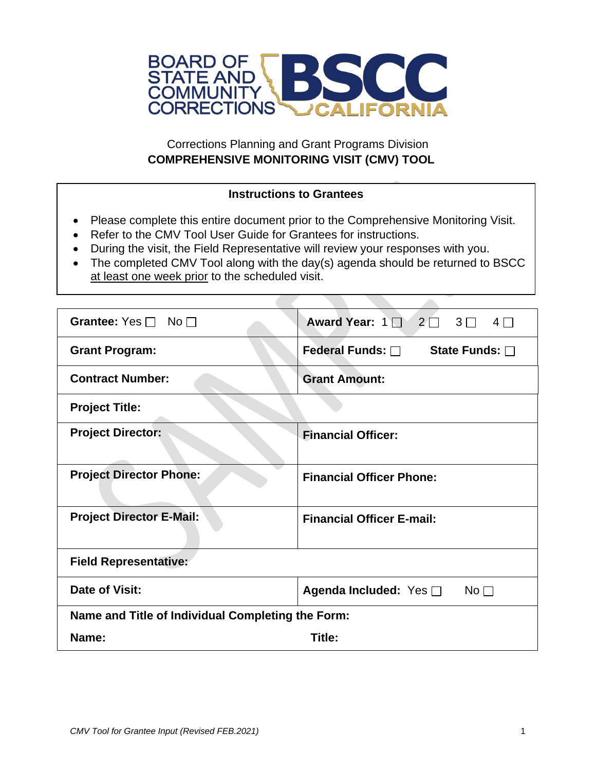BOARD OF STATE AND COMMUNITY CORRECTIONS BSCC CALIFORNIA

Corrections Planning and Grant Programs Division

**COMPREHENSIVE MONITORING VISIT (CMV) TOOL**

**Instructions to Grantees**

- Please complete this entire document prior to the Comprehensive Monitoring Visit.
- Refer to the CMV Tool User Guide for Grantees for instructions.
- During the visit, the Field Representative will review your responses with you.
- The completed CMV Tool along with the day(s) agenda should be returned to BSCC at least one week prior to the scheduled visit.

| | |
|---|---|
| **Grantee:** Yes ☐ No ☐ | **Award Year:** 1 ☐ 2 ☐ 3 ☐ 4 ☐ |
| **Grant Program:** | **Federal Funds:** ☐ **State Funds:** ☐ |
| **Contract Number:** | **Grant Amount:** |
| **Project Title:** | |
| **Project Director:** | **Financial Officer:** |
| **Project Director Phone:** | **Financial Officer Phone:** |
| **Project Director E-Mail:** | **Financial Officer E-mail:** |
| **Field Representative:** | |
| **Date of Visit:** | **Agenda Included:** Yes ☐ No ☐ |
| **Name and Title of Individual Completing the Form:** | |
| **Name:** | **Title:** |

*CMV Tool for Grantee Input (Revised FEB.2021)*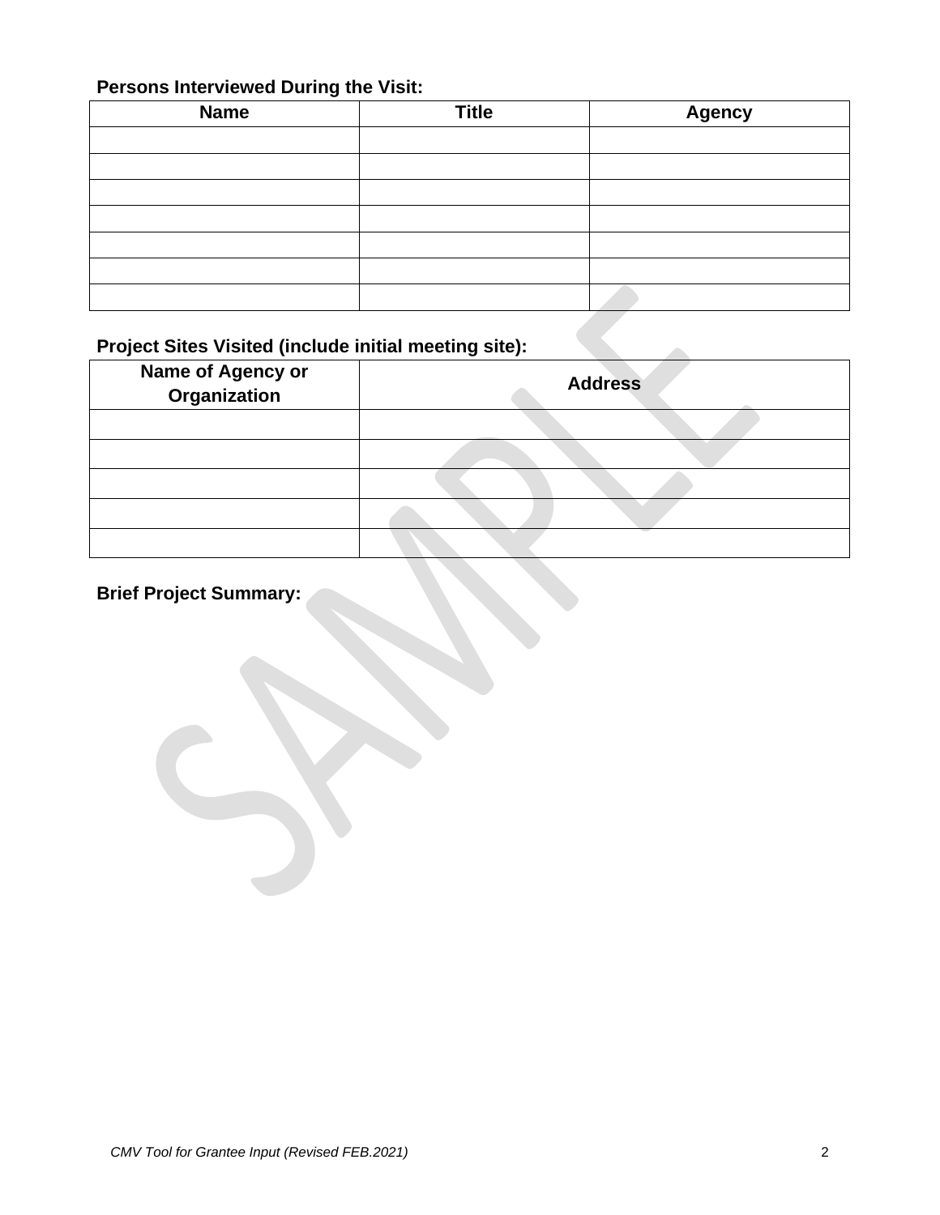**Persons Interviewed During the Visit:**

| Name | Title | Agency |
|---|---|---|
| | | |
| | | |
| | | |
| | | |
| | | |
| | | |
| | | |

**Project Sites Visited (include initial meeting site):**

| Name of Agency or Organization | Address |
|---|---|
| | |
| | |
| | |
| | |
| | |

**Brief Project Summary:**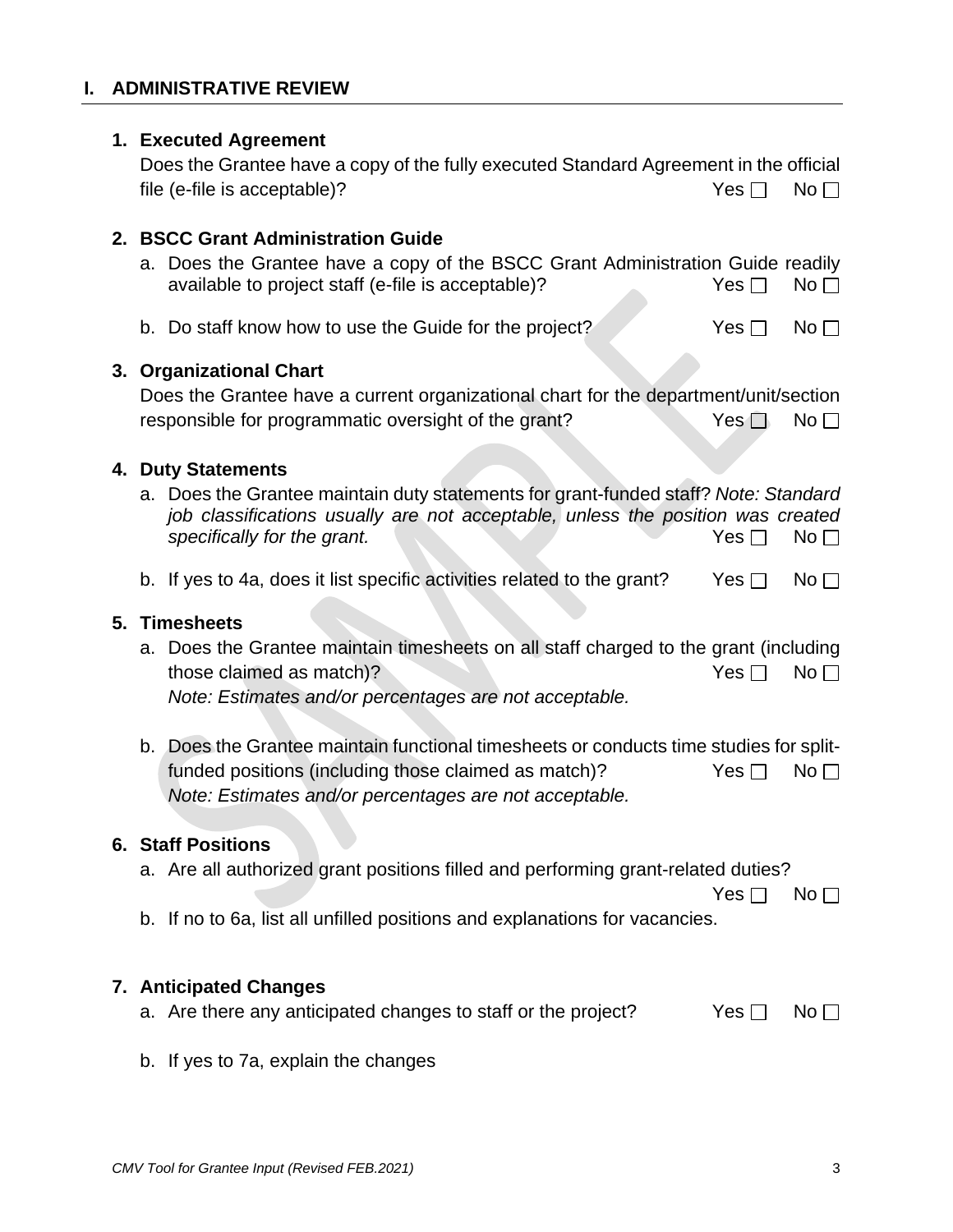## I. ADMINISTRATIVE REVIEW

**1. Executed Agreement**

Does the Grantee have a copy of the fully executed Standard Agreement in the official file (e-file is acceptable)? Yes ☐ No ☐

**2. BSCC Grant Administration Guide**

a. Does the Grantee have a copy of the BSCC Grant Administration Guide readily available to project staff (e-file is acceptable)? Yes ☐ No ☐

b. Do staff know how to use the Guide for the project? Yes ☐ No ☐

**3. Organizational Chart**

Does the Grantee have a current organizational chart for the department/unit/section responsible for programmatic oversight of the grant? Yes ☐ No ☐

**4. Duty Statements**

a. Does the Grantee maintain duty statements for grant-funded staff? *Note: Standard job classifications usually are not acceptable, unless the position was created specifically for the grant.* Yes ☐ No ☐

b. If yes to 4a, does it list specific activities related to the grant? Yes ☐ No ☐

**5. Timesheets**

a. Does the Grantee maintain timesheets on all staff charged to the grant (including those claimed as match)? Yes ☐ No ☐
*Note: Estimates and/or percentages are not acceptable.*

b. Does the Grantee maintain functional timesheets or conducts time studies for split-funded positions (including those claimed as match)? Yes ☐ No ☐
*Note: Estimates and/or percentages are not acceptable.*

**6. Staff Positions**

a. Are all authorized grant positions filled and performing grant-related duties? Yes ☐ No ☐

b. If no to 6a, list all unfilled positions and explanations for vacancies.

**7. Anticipated Changes**

a. Are there any anticipated changes to staff or the project? Yes ☐ No ☐

b. If yes to 7a, explain the changes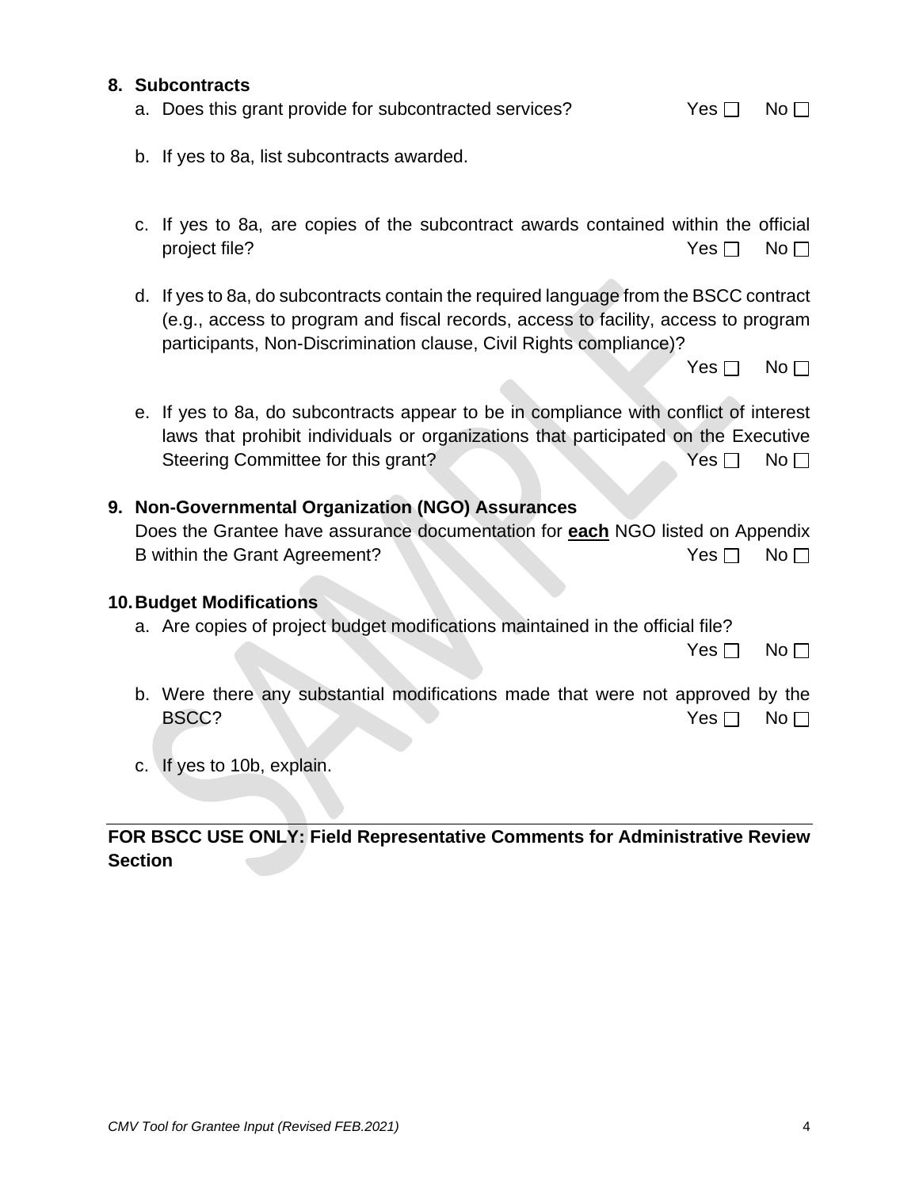**8. Subcontracts**

a. Does this grant provide for subcontracted services? Yes ☐ No ☐

b. If yes to 8a, list subcontracts awarded.

c. If yes to 8a, are copies of the subcontract awards contained within the official project file? Yes ☐ No ☐

d. If yes to 8a, do subcontracts contain the required language from the BSCC contract (e.g., access to program and fiscal records, access to facility, access to program participants, Non-Discrimination clause, Civil Rights compliance)? Yes ☐ No ☐

e. If yes to 8a, do subcontracts appear to be in compliance with conflict of interest laws that prohibit individuals or organizations that participated on the Executive Steering Committee for this grant? Yes ☐ No ☐

**9. Non-Governmental Organization (NGO) Assurances**

Does the Grantee have assurance documentation for **each** NGO listed on Appendix B within the Grant Agreement? Yes ☐ No ☐

**10. Budget Modifications**

a. Are copies of project budget modifications maintained in the official file? Yes ☐ No ☐

b. Were there any substantial modifications made that were not approved by the BSCC? Yes ☐ No ☐

c. If yes to 10b, explain.

---

**FOR BSCC USE ONLY: Field Representative Comments for Administrative Review Section**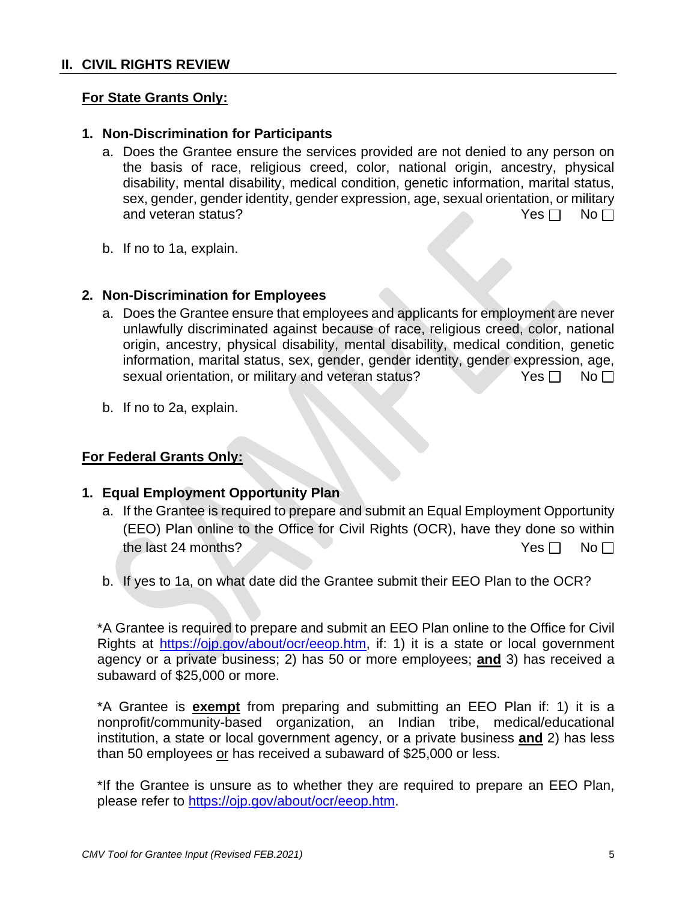## II. CIVIL RIGHTS REVIEW

**For State Grants Only:**

**1. Non-Discrimination for Participants**

a. Does the Grantee ensure the services provided are not denied to any person on the basis of race, religious creed, color, national origin, ancestry, physical disability, mental disability, medical condition, genetic information, marital status, sex, gender, gender identity, gender expression, age, sexual orientation, or military and veteran status? Yes ☐ No ☐

b. If no to 1a, explain.

**2. Non-Discrimination for Employees**

a. Does the Grantee ensure that employees and applicants for employment are never unlawfully discriminated against because of race, religious creed, color, national origin, ancestry, physical disability, mental disability, medical condition, genetic information, marital status, sex, gender, gender identity, gender expression, age, sexual orientation, or military and veteran status? Yes ☐ No ☐

b. If no to 2a, explain.

**For Federal Grants Only:**

**1. Equal Employment Opportunity Plan**

a. If the Grantee is required to prepare and submit an Equal Employment Opportunity (EEO) Plan online to the Office for Civil Rights (OCR), have they done so within the last 24 months? Yes ☐ No ☐

b. If yes to 1a, on what date did the Grantee submit their EEO Plan to the OCR?

*A Grantee is required to prepare and submit an EEO Plan online to the Office for Civil Rights at https://ojp.gov/about/ocr/eeop.htm, if: 1) it is a state or local government agency or a private business; 2) has 50 or more employees; **and** 3) has received a subaward of $25,000 or more.

*A Grantee is **exempt** from preparing and submitting an EEO Plan if: 1) it is a nonprofit/community-based organization, an Indian tribe, medical/educational institution, a state or local government agency, or a private business **and** 2) has less than 50 employees or has received a subaward of $25,000 or less.

*If the Grantee is unsure as to whether they are required to prepare an EEO Plan, please refer to https://ojp.gov/about/ocr/eeop.htm.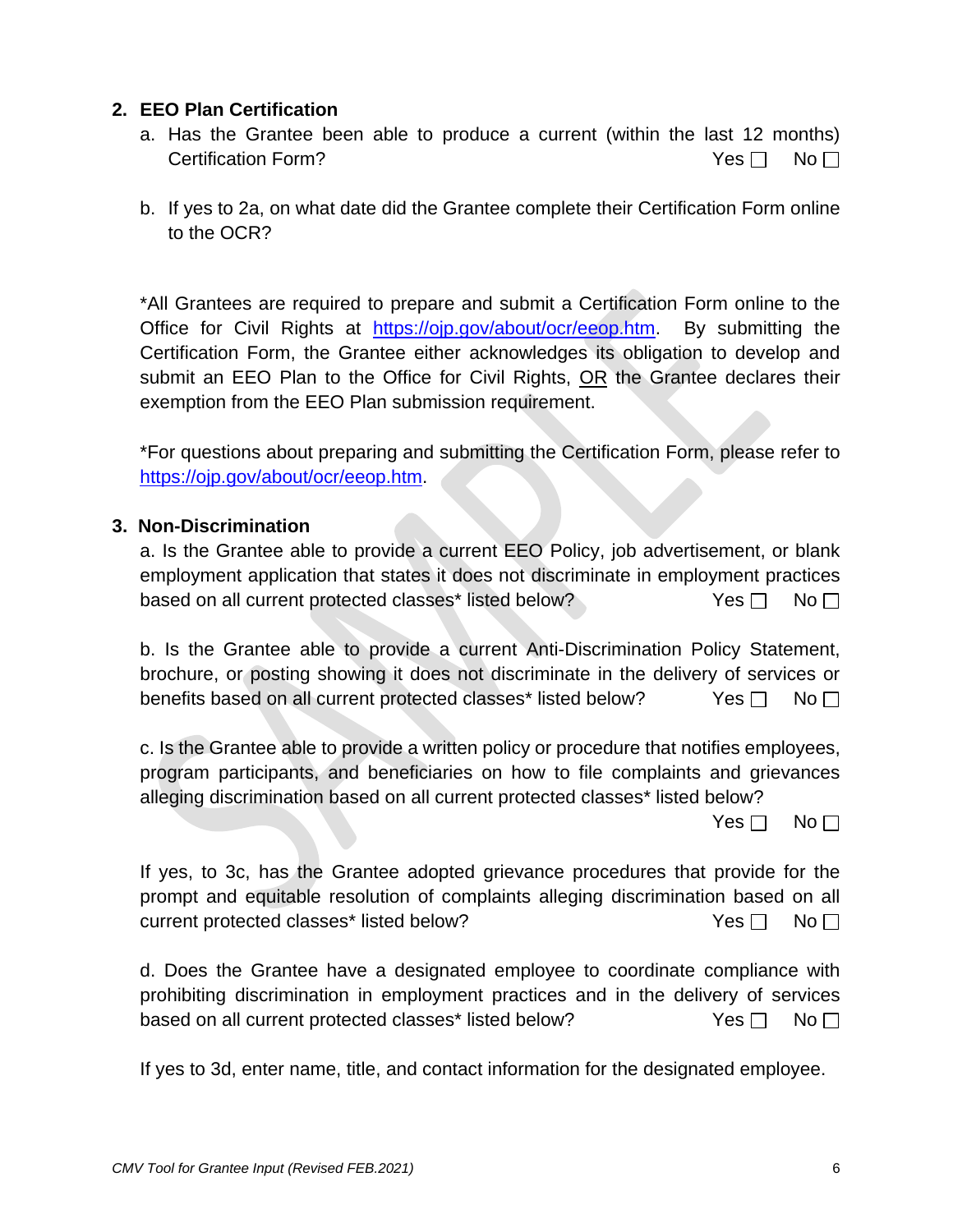**2. EEO Plan Certification**

a. Has the Grantee been able to produce a current (within the last 12 months) Certification Form? Yes ☐ No ☐

b. If yes to 2a, on what date did the Grantee complete their Certification Form online to the OCR?

*All Grantees are required to prepare and submit a Certification Form online to the Office for Civil Rights at https://ojp.gov/about/ocr/eeop.htm. By submitting the Certification Form, the Grantee either acknowledges its obligation to develop and submit an EEO Plan to the Office for Civil Rights, OR the Grantee declares their exemption from the EEO Plan submission requirement.

*For questions about preparing and submitting the Certification Form, please refer to https://ojp.gov/about/ocr/eeop.htm.

**3. Non-Discrimination**

a. Is the Grantee able to provide a current EEO Policy, job advertisement, or blank employment application that states it does not discriminate in employment practices based on all current protected classes* listed below? Yes ☐ No ☐

b. Is the Grantee able to provide a current Anti-Discrimination Policy Statement, brochure, or posting showing it does not discriminate in the delivery of services or benefits based on all current protected classes* listed below? Yes ☐ No ☐

c. Is the Grantee able to provide a written policy or procedure that notifies employees, program participants, and beneficiaries on how to file complaints and grievances alleging discrimination based on all current protected classes* listed below? Yes ☐ No ☐

If yes, to 3c, has the Grantee adopted grievance procedures that provide for the prompt and equitable resolution of complaints alleging discrimination based on all current protected classes* listed below? Yes ☐ No ☐

d. Does the Grantee have a designated employee to coordinate compliance with prohibiting discrimination in employment practices and in the delivery of services based on all current protected classes* listed below? Yes ☐ No ☐

If yes to 3d, enter name, title, and contact information for the designated employee.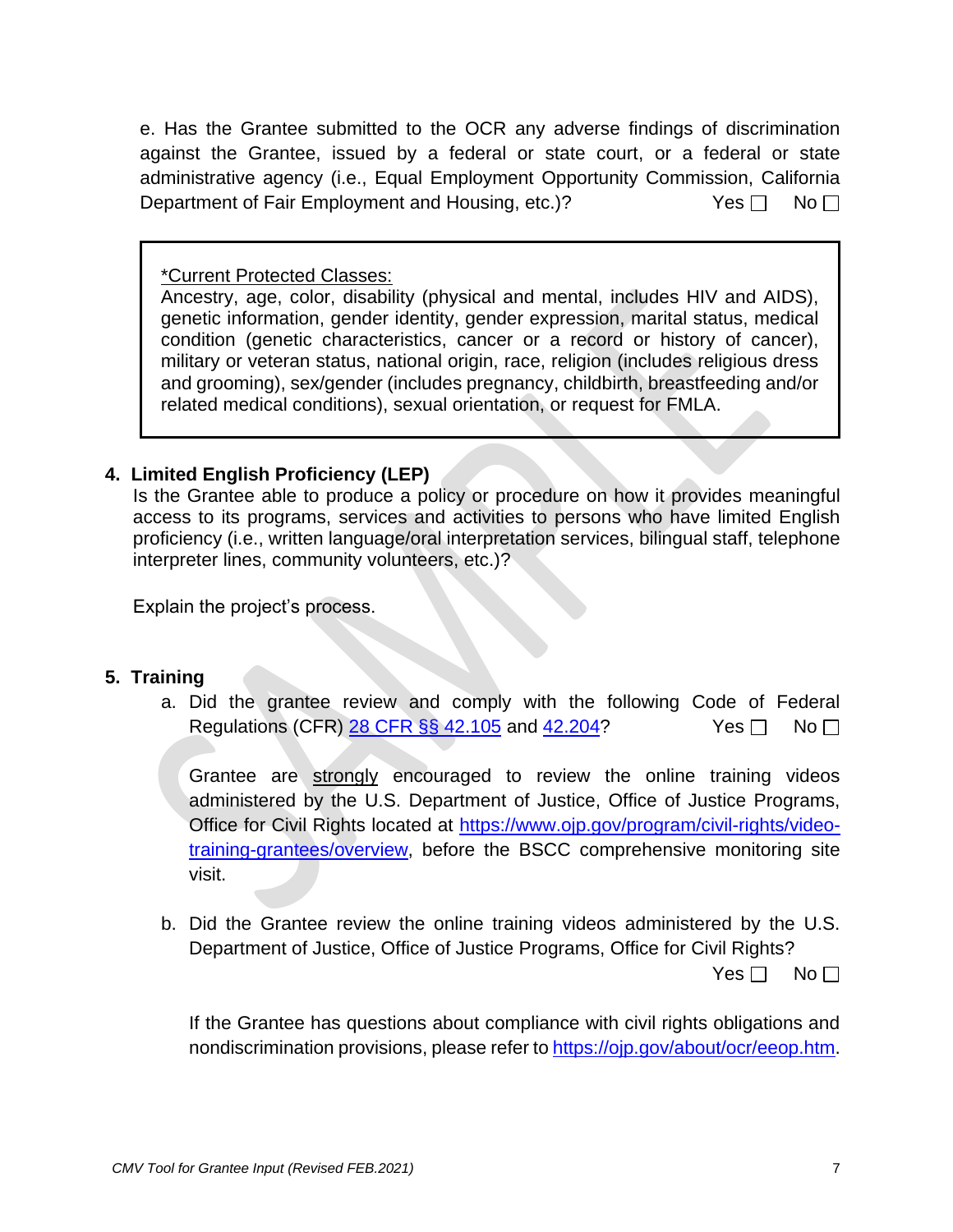e. Has the Grantee submitted to the OCR any adverse findings of discrimination against the Grantee, issued by a federal or state court, or a federal or state administrative agency (i.e., Equal Employment Opportunity Commission, California Department of Fair Employment and Housing, etc.)? Yes ☐ No ☐

> <u>*Current Protected Classes:</u>
> Ancestry, age, color, disability (physical and mental, includes HIV and AIDS), genetic information, gender identity, gender expression, marital status, medical condition (genetic characteristics, cancer or a record or history of cancer), military or veteran status, national origin, race, religion (includes religious dress and grooming), sex/gender (includes pregnancy, childbirth, breastfeeding and/or related medical conditions), sexual orientation, or request for FMLA.

## 4. Limited English Proficiency (LEP)

Is the Grantee able to produce a policy or procedure on how it provides meaningful access to its programs, services and activities to persons who have limited English proficiency (i.e., written language/oral interpretation services, bilingual staff, telephone interpreter lines, community volunteers, etc.)?

Explain the project's process.

## 5. Training

a. Did the grantee review and comply with the following Code of Federal Regulations (CFR) [28 CFR §§ 42.105]() and [42.204]()? Yes ☐ No ☐

Grantee are <u>strongly</u> encouraged to review the online training videos administered by the U.S. Department of Justice, Office of Justice Programs, Office for Civil Rights located at [https://www.ojp.gov/program/civil-rights/video-training-grantees/overview](https://www.ojp.gov/program/civil-rights/video-training-grantees/overview), before the BSCC comprehensive monitoring site visit.

b. Did the Grantee review the online training videos administered by the U.S. Department of Justice, Office of Justice Programs, Office for Civil Rights? Yes ☐ No ☐

If the Grantee has questions about compliance with civil rights obligations and nondiscrimination provisions, please refer to [https://ojp.gov/about/ocr/eeop.htm](https://ojp.gov/about/ocr/eeop.htm).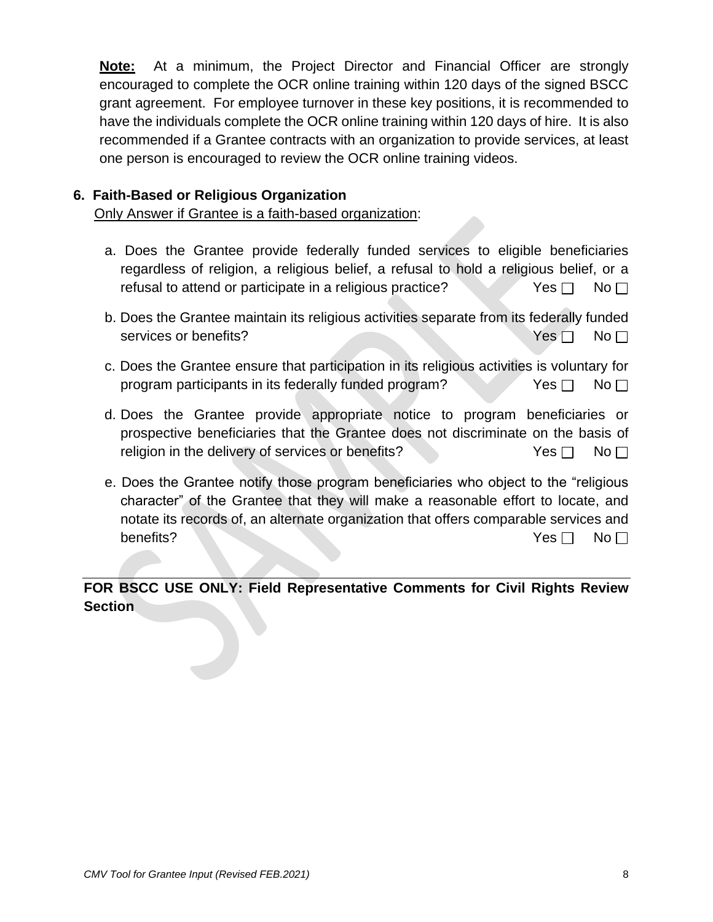**Note:** At a minimum, the Project Director and Financial Officer are strongly encouraged to complete the OCR online training within 120 days of the signed BSCC grant agreement. For employee turnover in these key positions, it is recommended to have the individuals complete the OCR online training within 120 days of hire. It is also recommended if a Grantee contracts with an organization to provide services, at least one person is encouraged to review the OCR online training videos.

**6. Faith-Based or Religious Organization**

Only Answer if Grantee is a faith-based organization:

a. Does the Grantee provide federally funded services to eligible beneficiaries regardless of religion, a religious belief, a refusal to hold a religious belief, or a refusal to attend or participate in a religious practice? Yes ☐ No ☐

b. Does the Grantee maintain its religious activities separate from its federally funded services or benefits? Yes ☐ No ☐

c. Does the Grantee ensure that participation in its religious activities is voluntary for program participants in its federally funded program? Yes ☐ No ☐

d. Does the Grantee provide appropriate notice to program beneficiaries or prospective beneficiaries that the Grantee does not discriminate on the basis of religion in the delivery of services or benefits? Yes ☐ No ☐

e. Does the Grantee notify those program beneficiaries who object to the "religious character" of the Grantee that they will make a reasonable effort to locate, and notate its records of, an alternate organization that offers comparable services and benefits? Yes ☐ No ☐

---

**FOR BSCC USE ONLY: Field Representative Comments for Civil Rights Review Section**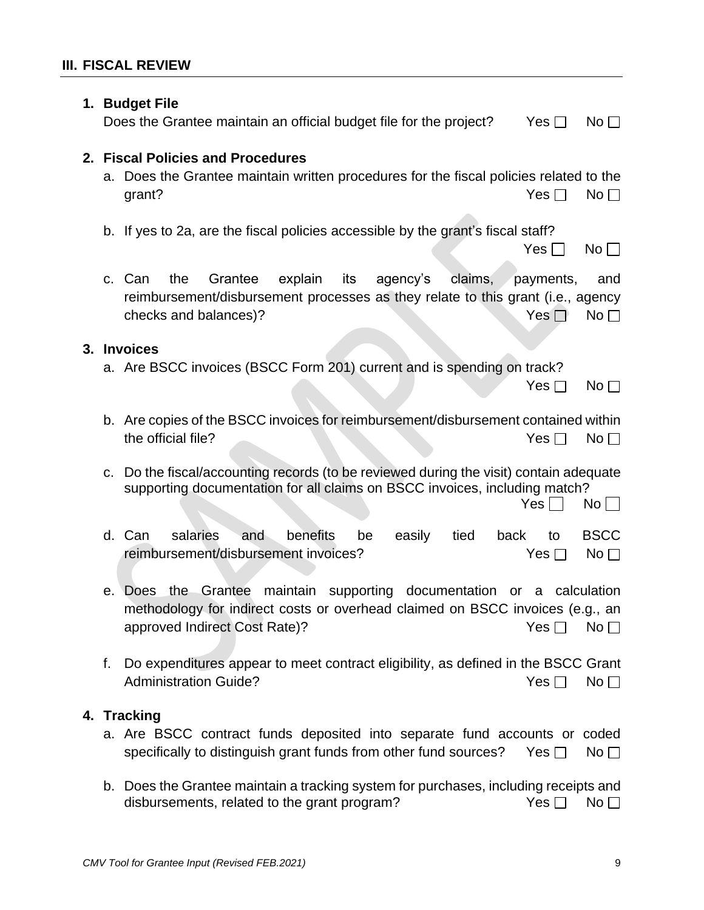## III. FISCAL REVIEW

**1. Budget File**

Does the Grantee maintain an official budget file for the project? Yes ☐ No ☐

**2. Fiscal Policies and Procedures**

a. Does the Grantee maintain written procedures for the fiscal policies related to the grant? Yes ☐ No ☐

b. If yes to 2a, are the fiscal policies accessible by the grant's fiscal staff? Yes ☐ No ☐

c. Can the Grantee explain its agency's claims, payments, and reimbursement/disbursement processes as they relate to this grant (i.e., agency checks and balances)? Yes ☐ No ☐

**3. Invoices**

a. Are BSCC invoices (BSCC Form 201) current and is spending on track? Yes ☐ No ☐

b. Are copies of the BSCC invoices for reimbursement/disbursement contained within the official file? Yes ☐ No ☐

c. Do the fiscal/accounting records (to be reviewed during the visit) contain adequate supporting documentation for all claims on BSCC invoices, including match? Yes ☐ No ☐

d. Can salaries and benefits be easily tied back to BSCC reimbursement/disbursement invoices? Yes ☐ No ☐

e. Does the Grantee maintain supporting documentation or a calculation methodology for indirect costs or overhead claimed on BSCC invoices (e.g., an approved Indirect Cost Rate)? Yes ☐ No ☐

f. Do expenditures appear to meet contract eligibility, as defined in the BSCC Grant Administration Guide? Yes ☐ No ☐

**4. Tracking**

a. Are BSCC contract funds deposited into separate fund accounts or coded specifically to distinguish grant funds from other fund sources? Yes ☐ No ☐

b. Does the Grantee maintain a tracking system for purchases, including receipts and disbursements, related to the grant program? Yes ☐ No ☐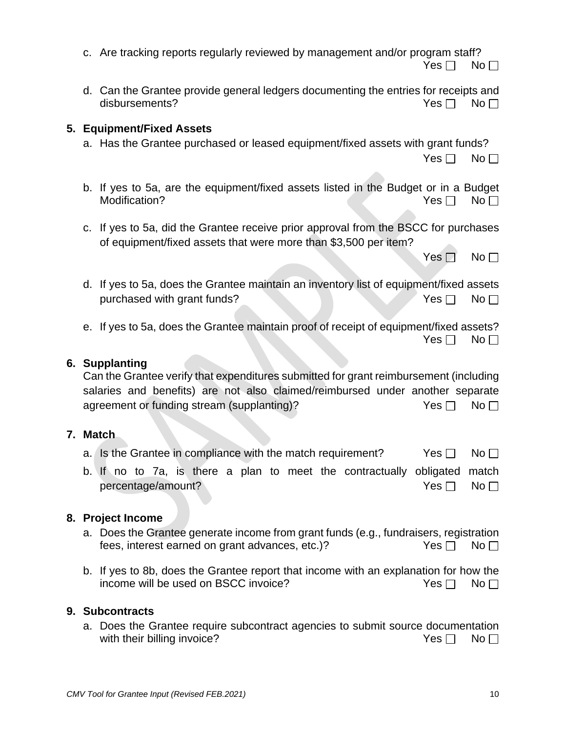c. Are tracking reports regularly reviewed by management and/or program staff?
Yes ☐ No ☐

d. Can the Grantee provide general ledgers documenting the entries for receipts and disbursements? Yes ☐ No ☐

## 5. Equipment/Fixed Assets

a. Has the Grantee purchased or leased equipment/fixed assets with grant funds?
Yes ☐ No ☐

b. If yes to 5a, are the equipment/fixed assets listed in the Budget or in a Budget Modification? Yes ☐ No ☐

c. If yes to 5a, did the Grantee receive prior approval from the BSCC for purchases of equipment/fixed assets that were more than $3,500 per item?
Yes ☐ No ☐

d. If yes to 5a, does the Grantee maintain an inventory list of equipment/fixed assets purchased with grant funds? Yes ☐ No ☐

e. If yes to 5a, does the Grantee maintain proof of receipt of equipment/fixed assets?
Yes ☐ No ☐

## 6. Supplanting

Can the Grantee verify that expenditures submitted for grant reimbursement (including salaries and benefits) are not also claimed/reimbursed under another separate agreement or funding stream (supplanting)? Yes ☐ No ☐

## 7. Match

a. Is the Grantee in compliance with the match requirement? Yes ☐ No ☐

b. If no to 7a, is there a plan to meet the contractually obligated match percentage/amount? Yes ☐ No ☐

## 8. Project Income

a. Does the Grantee generate income from grant funds (e.g., fundraisers, registration fees, interest earned on grant advances, etc.)? Yes ☐ No ☐

b. If yes to 8b, does the Grantee report that income with an explanation for how the income will be used on BSCC invoice? Yes ☐ No ☐

## 9. Subcontracts

a. Does the Grantee require subcontract agencies to submit source documentation with their billing invoice? Yes ☐ No ☐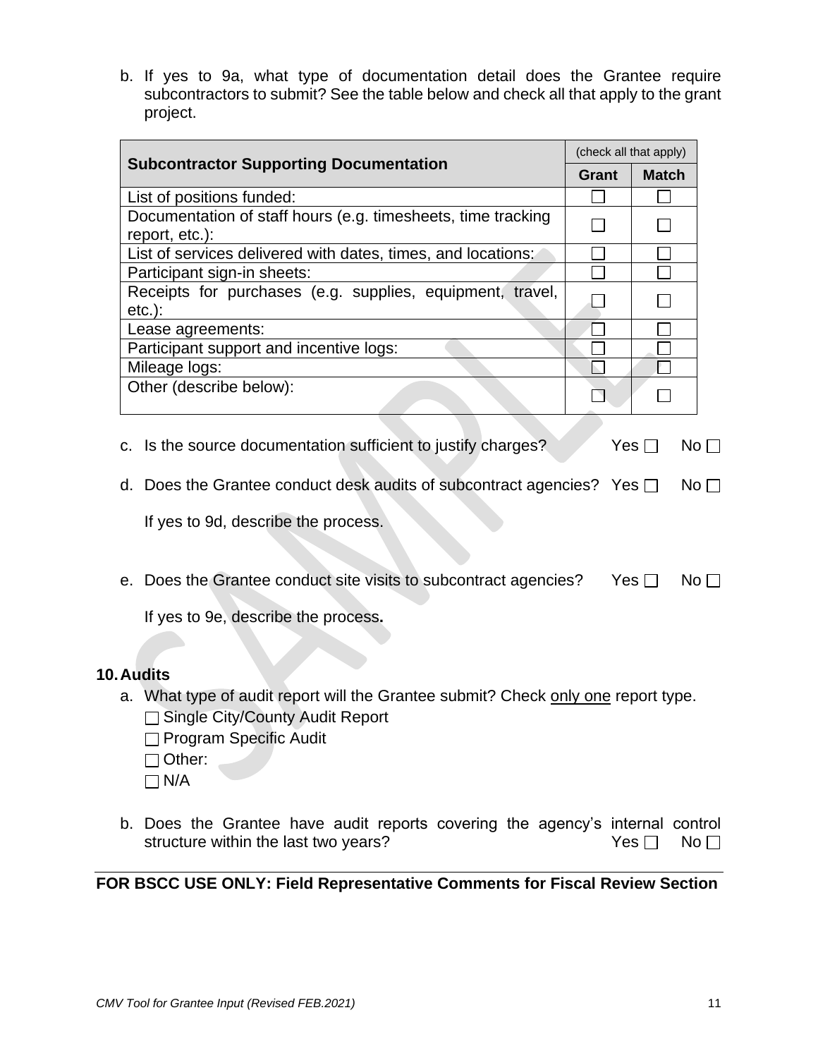b. If yes to 9a, what type of documentation detail does the Grantee require subcontractors to submit? See the table below and check all that apply to the grant project.

| Subcontractor Supporting Documentation | (check all that apply) | |
|---|---|---|
| | Grant | Match |
| List of positions funded: | ☐ | ☐ |
| Documentation of staff hours (e.g. timesheets, time tracking report, etc.): | ☐ | ☐ |
| List of services delivered with dates, times, and locations: | ☐ | ☐ |
| Participant sign-in sheets: | ☐ | ☐ |
| Receipts for purchases (e.g. supplies, equipment, travel, etc.): | ☐ | ☐ |
| Lease agreements: | ☐ | ☐ |
| Participant support and incentive logs: | ☐ | ☐ |
| Mileage logs: | ☐ | ☐ |
| Other (describe below): | ☐ | ☐ |

c. Is the source documentation sufficient to justify charges? Yes ☐ No ☐

d. Does the Grantee conduct desk audits of subcontract agencies? Yes ☐ No ☐

If yes to 9d, describe the process.

e. Does the Grantee conduct site visits to subcontract agencies? Yes ☐ No ☐

If yes to 9e, describe the process.

## 10. Audits

a. What type of audit report will the Grantee submit? Check only one report type.
- ☐ Single City/County Audit Report
- ☐ Program Specific Audit
- ☐ Other:
- ☐ N/A

b. Does the Grantee have audit reports covering the agency's internal control structure within the last two years? Yes ☐ No ☐

**FOR BSCC USE ONLY: Field Representative Comments for Fiscal Review Section**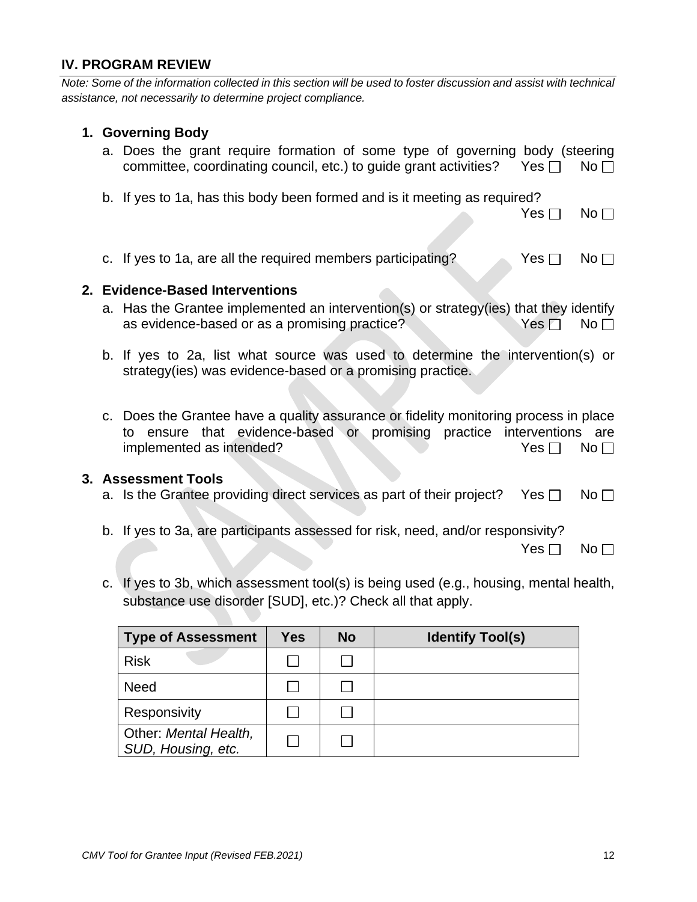## IV. PROGRAM REVIEW

*Note: Some of the information collected in this section will be used to foster discussion and assist with technical assistance, not necessarily to determine project compliance.*

### 1. Governing Body

a. Does the grant require formation of some type of governing body (steering committee, coordinating council, etc.) to guide grant activities? Yes ☐ No ☐

b. If yes to 1a, has this body been formed and is it meeting as required? Yes ☐ No ☐

c. If yes to 1a, are all the required members participating? Yes ☐ No ☐

### 2. Evidence-Based Interventions

a. Has the Grantee implemented an intervention(s) or strategy(ies) that they identify as evidence-based or as a promising practice? Yes ☐ No ☐

b. If yes to 2a, list what source was used to determine the intervention(s) or strategy(ies) was evidence-based or a promising practice.

c. Does the Grantee have a quality assurance or fidelity monitoring process in place to ensure that evidence-based or promising practice interventions are implemented as intended? Yes ☐ No ☐

### 3. Assessment Tools

a. Is the Grantee providing direct services as part of their project? Yes ☐ No ☐

b. If yes to 3a, are participants assessed for risk, need, and/or responsivity? Yes ☐ No ☐

c. If yes to 3b, which assessment tool(s) is being used (e.g., housing, mental health, substance use disorder [SUD], etc.)? Check all that apply.

| Type of Assessment | Yes | No | Identify Tool(s) |
|---|---|---|---|
| Risk | ☐ | ☐ | |
| Need | ☐ | ☐ | |
| Responsivity | ☐ | ☐ | |
| Other: *Mental Health, SUD, Housing, etc.* | ☐ | ☐ | |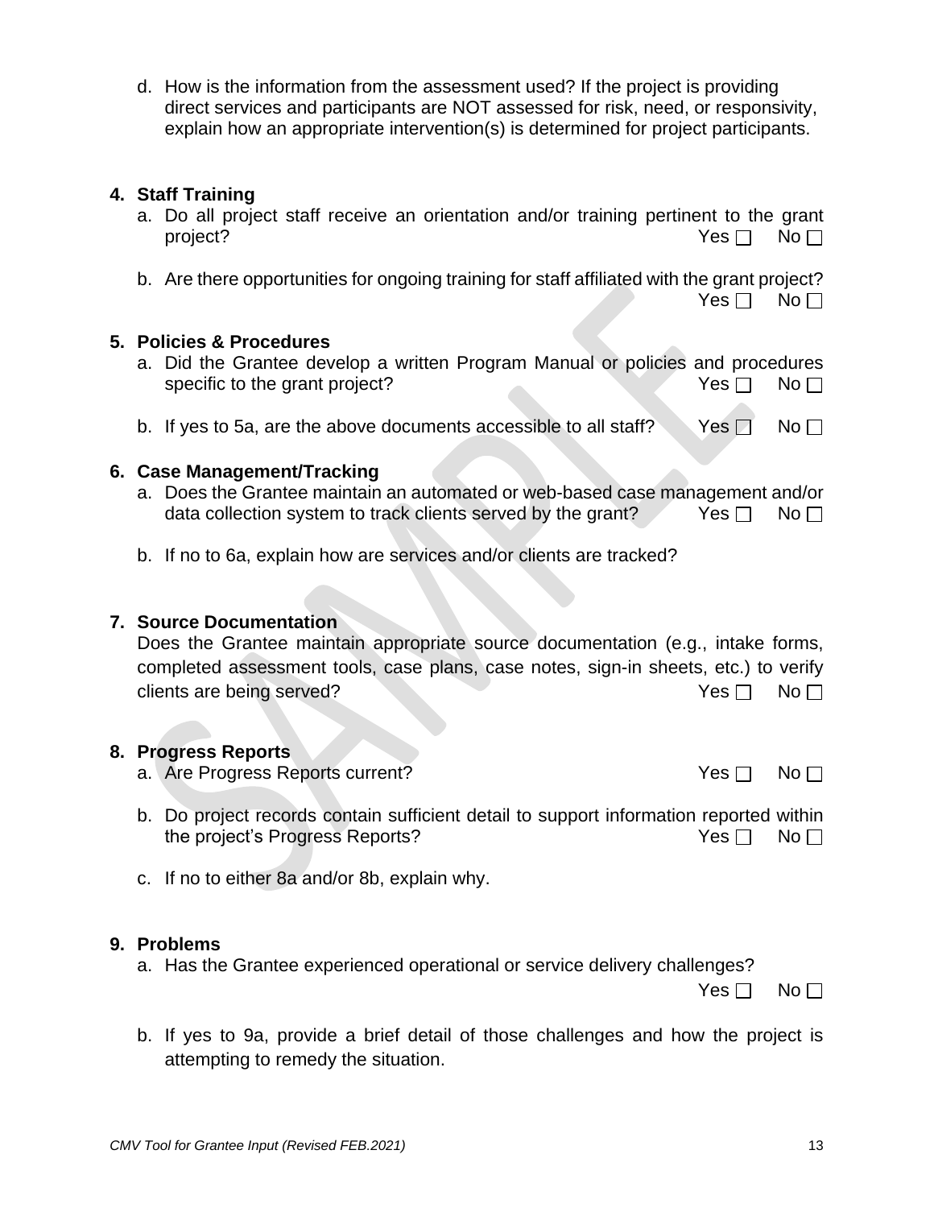d. How is the information from the assessment used? If the project is providing direct services and participants are NOT assessed for risk, need, or responsivity, explain how an appropriate intervention(s) is determined for project participants.

**4. Staff Training**

a. Do all project staff receive an orientation and/or training pertinent to the grant project? Yes ☐ No ☐

b. Are there opportunities for ongoing training for staff affiliated with the grant project? Yes ☐ No ☐

**5. Policies & Procedures**

a. Did the Grantee develop a written Program Manual or policies and procedures specific to the grant project? Yes ☐ No ☐

b. If yes to 5a, are the above documents accessible to all staff? Yes ☐ No ☐

**6. Case Management/Tracking**

a. Does the Grantee maintain an automated or web-based case management and/or data collection system to track clients served by the grant? Yes ☐ No ☐

b. If no to 6a, explain how are services and/or clients are tracked?

**7. Source Documentation**

Does the Grantee maintain appropriate source documentation (e.g., intake forms, completed assessment tools, case plans, case notes, sign-in sheets, etc.) to verify clients are being served? Yes ☐ No ☐

**8. Progress Reports**

a. Are Progress Reports current? Yes ☐ No ☐

b. Do project records contain sufficient detail to support information reported within the project's Progress Reports? Yes ☐ No ☐

c. If no to either 8a and/or 8b, explain why.

**9. Problems**

a. Has the Grantee experienced operational or service delivery challenges? Yes ☐ No ☐

b. If yes to 9a, provide a brief detail of those challenges and how the project is attempting to remedy the situation.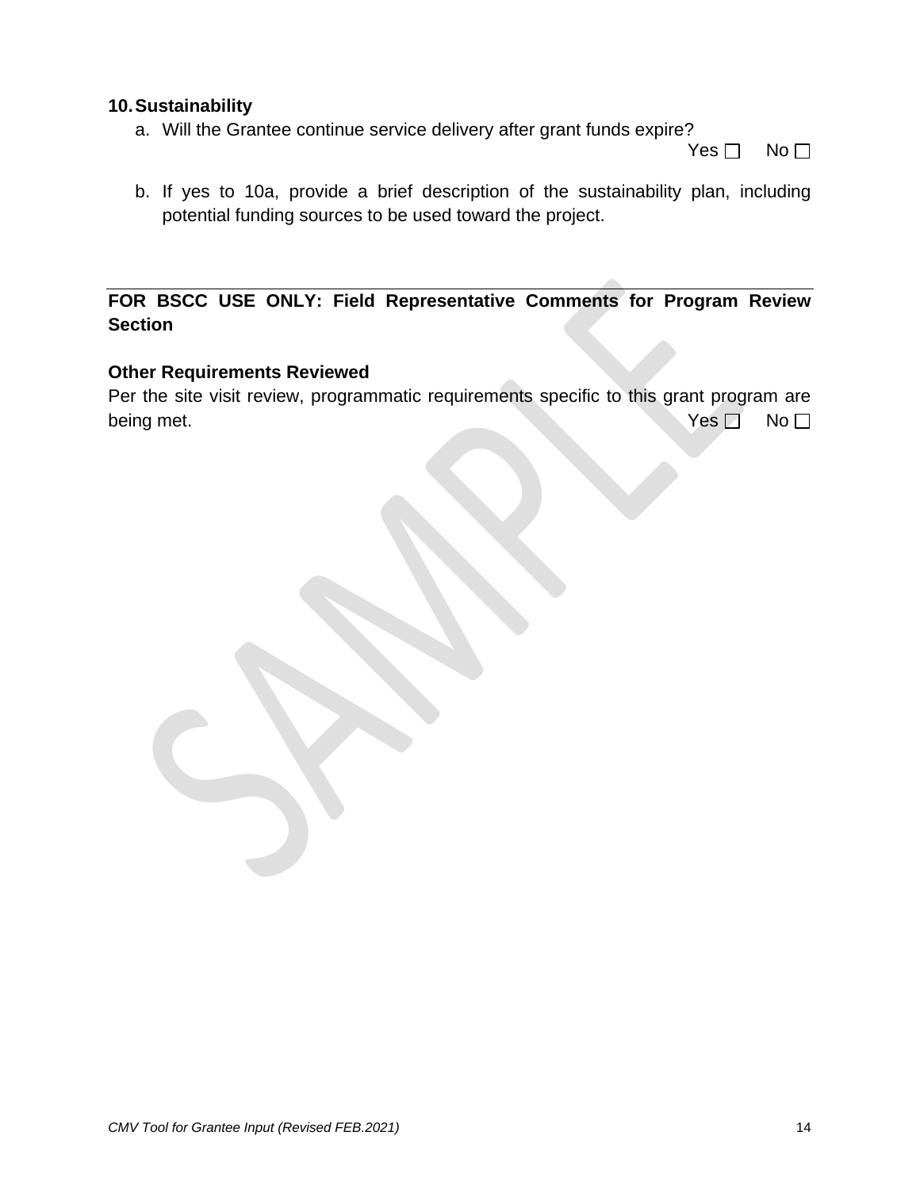**10. Sustainability**

a. Will the Grantee continue service delivery after grant funds expire?

Yes ☐ No ☐

b. If yes to 10a, provide a brief description of the sustainability plan, including potential funding sources to be used toward the project.

---

**FOR BSCC USE ONLY: Field Representative Comments for Program Review Section**

**Other Requirements Reviewed**

Per the site visit review, programmatic requirements specific to this grant program are being met. Yes ☐ No ☐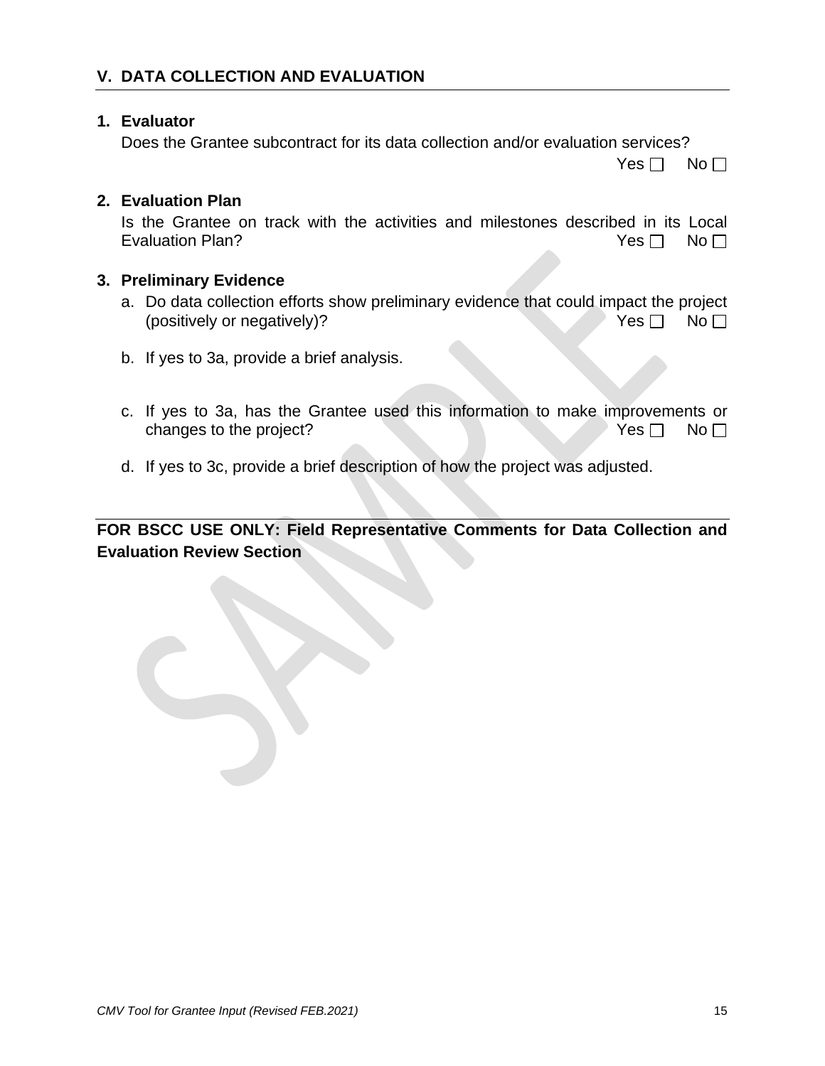## V. DATA COLLECTION AND EVALUATION

### 1. Evaluator

Does the Grantee subcontract for its data collection and/or evaluation services?

Yes ☐ No ☐

### 2. Evaluation Plan

Is the Grantee on track with the activities and milestones described in its Local Evaluation Plan? Yes ☐ No ☐

### 3. Preliminary Evidence

a. Do data collection efforts show preliminary evidence that could impact the project (positively or negatively)? Yes ☐ No ☐

b. If yes to 3a, provide a brief analysis.

c. If yes to 3a, has the Grantee used this information to make improvements or changes to the project? Yes ☐ No ☐

d. If yes to 3c, provide a brief description of how the project was adjusted.

**FOR BSCC USE ONLY: Field Representative Comments for Data Collection and Evaluation Review Section**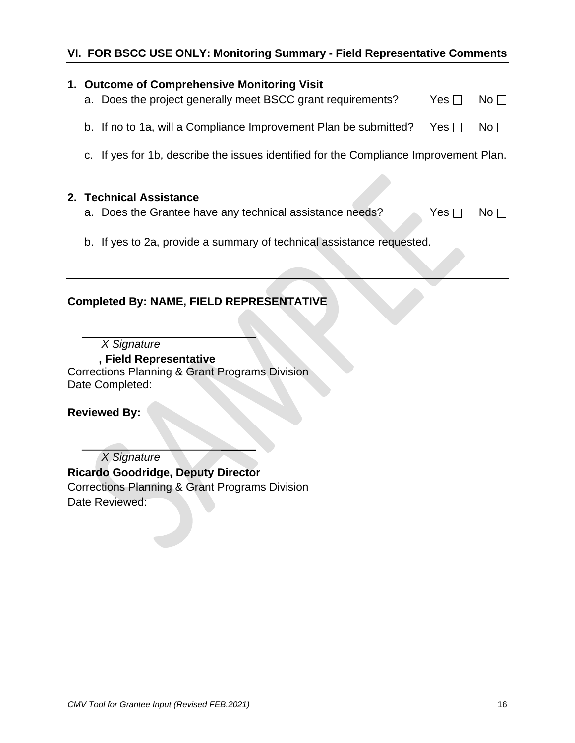## VI. FOR BSCC USE ONLY: Monitoring Summary - Field Representative Comments

1. **Outcome of Comprehensive Monitoring Visit**
   a. Does the project generally meet BSCC grant requirements? Yes ☐ No ☐

   b. If no to 1a, will a Compliance Improvement Plan be submitted? Yes ☐ No ☐

   c. If yes for 1b, describe the issues identified for the Compliance Improvement Plan.

2. **Technical Assistance**
   a. Does the Grantee have any technical assistance needs? Yes ☐ No ☐

   b. If yes to 2a, provide a summary of technical assistance requested.

---

**Completed By: NAME, FIELD REPRESENTATIVE**

\_\_\_\_\_\_\_\_\_\_\_\_\_\_\_\_\_\_\_\_\_\_\_\_\_\_\_\_
*X Signature*
**, Field Representative**
Corrections Planning & Grant Programs Division
Date Completed:

**Reviewed By:**

\_\_\_\_\_\_\_\_\_\_\_\_\_\_\_\_\_\_\_\_\_\_\_\_\_\_\_\_
*X Signature*
**Ricardo Goodridge, Deputy Director**
Corrections Planning & Grant Programs Division
Date Reviewed: